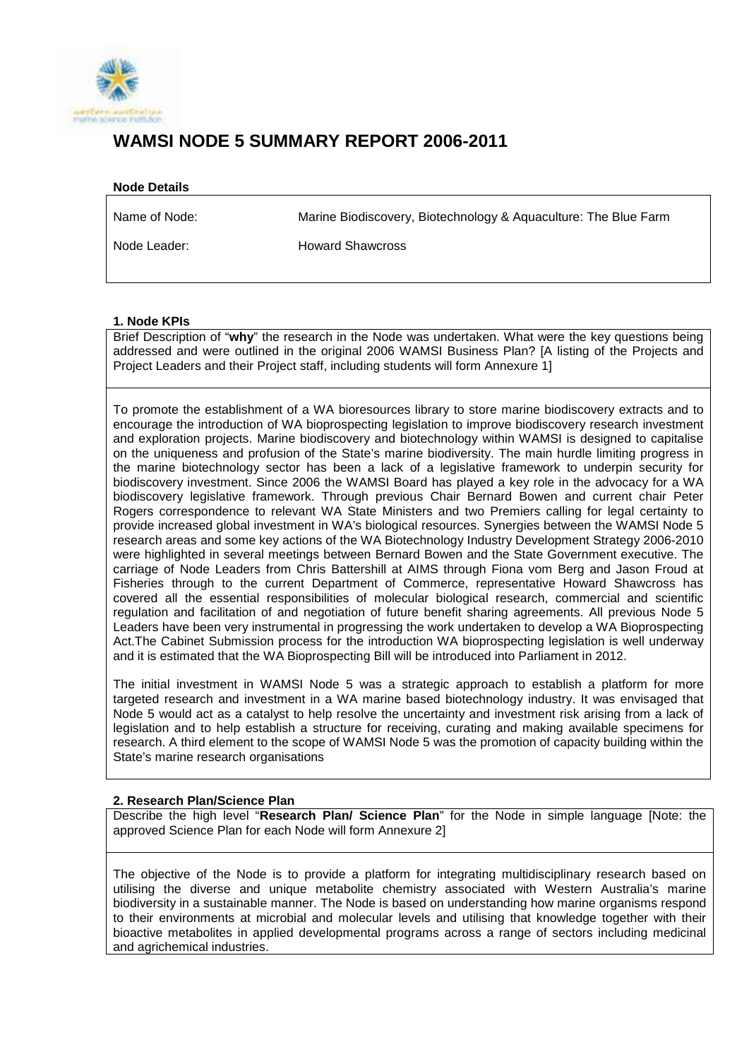# WAMSI NODE 5 SUMMARY REPORT 2006-2011

**Node Details**

Name of Node: Marine Biodiscovery, Biotechnology & Aquaculture: The Blue Farm

Node Leader: Howard Shawcross

**1. Node KPIs**

Brief Description of "**why**" the research in the Node was undertaken. What were the key questions being addressed and were outlined in the original 2006 WAMSI Business Plan? [A listing of the Projects and Project Leaders and their Project staff, including students will form Annexure 1]

To promote the establishment of a WA bioresources library to store marine biodiscovery extracts and to encourage the introduction of WA bioprospecting legislation to improve biodiscovery research investment and exploration projects. Marine biodiscovery and biotechnology within WAMSI is designed to capitalise on the uniqueness and profusion of the State's marine biodiversity. The main hurdle limiting progress in the marine biotechnology sector has been a lack of a legislative framework to underpin security for biodiscovery investment. Since 2006 the WAMSI Board has played a key role in the advocacy for a WA biodiscovery legislative framework. Through previous Chair Bernard Bowen and current chair Peter Rogers correspondence to relevant WA State Ministers and two Premiers calling for legal certainty to provide increased global investment in WA's biological resources. Synergies between the WAMSI Node 5 research areas and some key actions of the WA Biotechnology Industry Development Strategy 2006-2010 were highlighted in several meetings between Bernard Bowen and the State Government executive. The carriage of Node Leaders from Chris Battershill at AIMS through Fiona vom Berg and Jason Froud at Fisheries through to the current Department of Commerce, representative Howard Shawcross has covered all the essential responsibilities of molecular biological research, commercial and scientific regulation and facilitation of and negotiation of future benefit sharing agreements. All previous Node 5 Leaders have been very instrumental in progressing the work undertaken to develop a WA Bioprospecting Act.The Cabinet Submission process for the introduction WA bioprospecting legislation is well underway and it is estimated that the WA Bioprospecting Bill will be introduced into Parliament in 2012.

The initial investment in WAMSI Node 5 was a strategic approach to establish a platform for more targeted research and investment in a WA marine based biotechnology industry. It was envisaged that Node 5 would act as a catalyst to help resolve the uncertainty and investment risk arising from a lack of legislation and to help establish a structure for receiving, curating and making available specimens for research. A third element to the scope of WAMSI Node 5 was the promotion of capacity building within the State's marine research organisations

**2. Research Plan/Science Plan**

Describe the high level "**Research Plan/ Science Plan**" for the Node in simple language [Note: the approved Science Plan for each Node will form Annexure 2]

The objective of the Node is to provide a platform for integrating multidisciplinary research based on utilising the diverse and unique metabolite chemistry associated with Western Australia's marine biodiversity in a sustainable manner. The Node is based on understanding how marine organisms respond to their environments at microbial and molecular levels and utilising that knowledge together with their bioactive metabolites in applied developmental programs across a range of sectors including medicinal and agrichemical industries.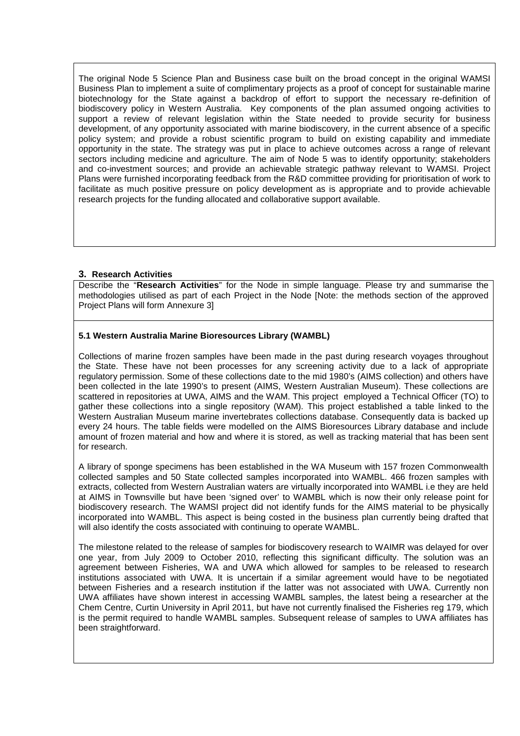The original Node 5 Science Plan and Business case built on the broad concept in the original WAMSI Business Plan to implement a suite of complimentary projects as a proof of concept for sustainable marine biotechnology for the State against a backdrop of effort to support the necessary re-definition of biodiscovery policy in Western Australia. Key components of the plan assumed ongoing activities to support a review of relevant legislation within the State needed to provide security for business development, of any opportunity associated with marine biodiscovery, in the current absence of a specific policy system; and provide a robust scientific program to build on existing capability and immediate opportunity in the state. The strategy was put in place to achieve outcomes across a range of relevant sectors including medicine and agriculture. The aim of Node 5 was to identify opportunity; stakeholders and co-investment sources; and provide an achievable strategic pathway relevant to WAMSI. Project Plans were furnished incorporating feedback from the R&D committee providing for prioritisation of work to facilitate as much positive pressure on policy development as is appropriate and to provide achievable research projects for the funding allocated and collaborative support available.

## 3. Research Activities

Describe the "**Research Activities**" for the Node in simple language. Please try and summarise the methodologies utilised as part of each Project in the Node [Note: the methods section of the approved Project Plans will form Annexure 3]

### 5.1 Western Australia Marine Bioresources Library (WAMBL)

Collections of marine frozen samples have been made in the past during research voyages throughout the State. These have not been processes for any screening activity due to a lack of appropriate regulatory permission. Some of these collections date to the mid 1980's (AIMS collection) and others have been collected in the late 1990's to present (AIMS, Western Australian Museum). These collections are scattered in repositories at UWA, AIMS and the WAM. This project employed a Technical Officer (TO) to gather these collections into a single repository (WAM). This project established a table linked to the Western Australian Museum marine invertebrates collections database. Consequently data is backed up every 24 hours. The table fields were modelled on the AIMS Bioresources Library database and include amount of frozen material and how and where it is stored, as well as tracking material that has been sent for research.

A library of sponge specimens has been established in the WA Museum with 157 frozen Commonwealth collected samples and 50 State collected samples incorporated into WAMBL. 466 frozen samples with extracts, collected from Western Australian waters are virtually incorporated into WAMBL i.e they are held at AIMS in Townsville but have been 'signed over' to WAMBL which is now their only release point for biodiscovery research. The WAMSI project did not identify funds for the AIMS material to be physically incorporated into WAMBL. This aspect is being costed in the business plan currently being drafted that will also identify the costs associated with continuing to operate WAMBL.

The milestone related to the release of samples for biodiscovery research to WAIMR was delayed for over one year, from July 2009 to October 2010, reflecting this significant difficulty. The solution was an agreement between Fisheries, WA and UWA which allowed for samples to be released to research institutions associated with UWA. It is uncertain if a similar agreement would have to be negotiated between Fisheries and a research institution if the latter was not associated with UWA. Currently non UWA affiliates have shown interest in accessing WAMBL samples, the latest being a researcher at the Chem Centre, Curtin University in April 2011, but have not currently finalised the Fisheries reg 179, which is the permit required to handle WAMBL samples. Subsequent release of samples to UWA affiliates has been straightforward.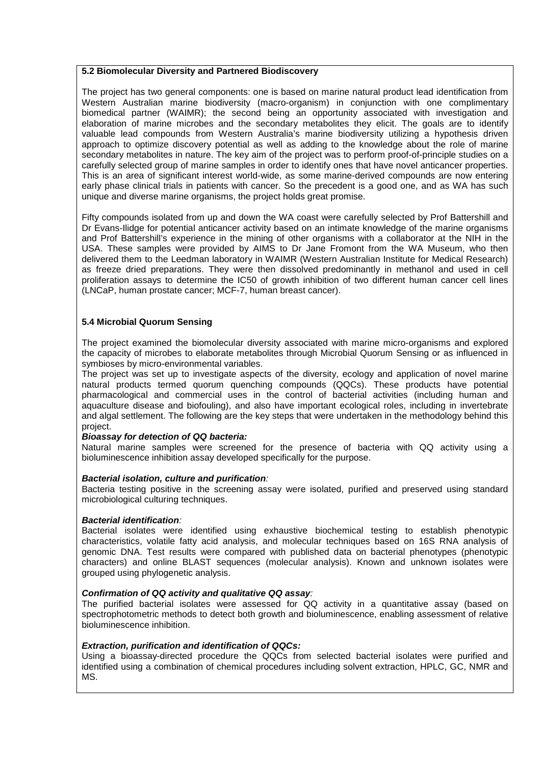### 5.2 Biomolecular Diversity and Partnered Biodiscovery

The project has two general components: one is based on marine natural product lead identification from Western Australian marine biodiversity (macro-organism) in conjunction with one complimentary biomedical partner (WAIMR); the second being an opportunity associated with investigation and elaboration of marine microbes and the secondary metabolites they elicit. The goals are to identify valuable lead compounds from Western Australia's marine biodiversity utilizing a hypothesis driven approach to optimize discovery potential as well as adding to the knowledge about the role of marine secondary metabolites in nature. The key aim of the project was to perform proof-of-principle studies on a carefully selected group of marine samples in order to identify ones that have novel anticancer properties. This is an area of significant interest world-wide, as some marine-derived compounds are now entering early phase clinical trials in patients with cancer. So the precedent is a good one, and as WA has such unique and diverse marine organisms, the project holds great promise.

Fifty compounds isolated from up and down the WA coast were carefully selected by Prof Battershill and Dr Evans-Ilidge for potential anticancer activity based on an intimate knowledge of the marine organisms and Prof Battershill's experience in the mining of other organisms with a collaborator at the NIH in the USA. These samples were provided by AIMS to Dr Jane Fromont from the WA Museum, who then delivered them to the Leedman laboratory in WAIMR (Western Australian Institute for Medical Research) as freeze dried preparations. They were then dissolved predominantly in methanol and used in cell proliferation assays to determine the IC50 of growth inhibition of two different human cancer cell lines (LNCaP, human prostate cancer; MCF-7, human breast cancer).

### 5.4 Microbial Quorum Sensing

The project examined the biomolecular diversity associated with marine micro-organisms and explored the capacity of microbes to elaborate metabolites through Microbial Quorum Sensing or as influenced in symbioses by micro-environmental variables.

The project was set up to investigate aspects of the diversity, ecology and application of novel marine natural products termed quorum quenching compounds (QQCs). These products have potential pharmacological and commercial uses in the control of bacterial activities (including human and aquaculture disease and biofouling), and also have important ecological roles, including in invertebrate and algal settlement. The following are the key steps that were undertaken in the methodology behind this project.

***Bioassay for detection of QQ bacteria:***
Natural marine samples were screened for the presence of bacteria with QQ activity using a bioluminescence inhibition assay developed specifically for the purpose.

***Bacterial isolation, culture and purification***:
Bacteria testing positive in the screening assay were isolated, purified and preserved using standard microbiological culturing techniques.

***Bacterial identification***:
Bacterial isolates were identified using exhaustive biochemical testing to establish phenotypic characteristics, volatile fatty acid analysis, and molecular techniques based on 16S RNA analysis of genomic DNA. Test results were compared with published data on bacterial phenotypes (phenotypic characters) and online BLAST sequences (molecular analysis). Known and unknown isolates were grouped using phylogenetic analysis.

***Confirmation of QQ activity and qualitative QQ assay***:
The purified bacterial isolates were assessed for QQ activity in a quantitative assay (based on spectrophotometric methods to detect both growth and bioluminescence, enabling assessment of relative bioluminescence inhibition.

***Extraction, purification and identification of QQCs:***
Using a bioassay-directed procedure the QQCs from selected bacterial isolates were purified and identified using a combination of chemical procedures including solvent extraction, HPLC, GC, NMR and MS.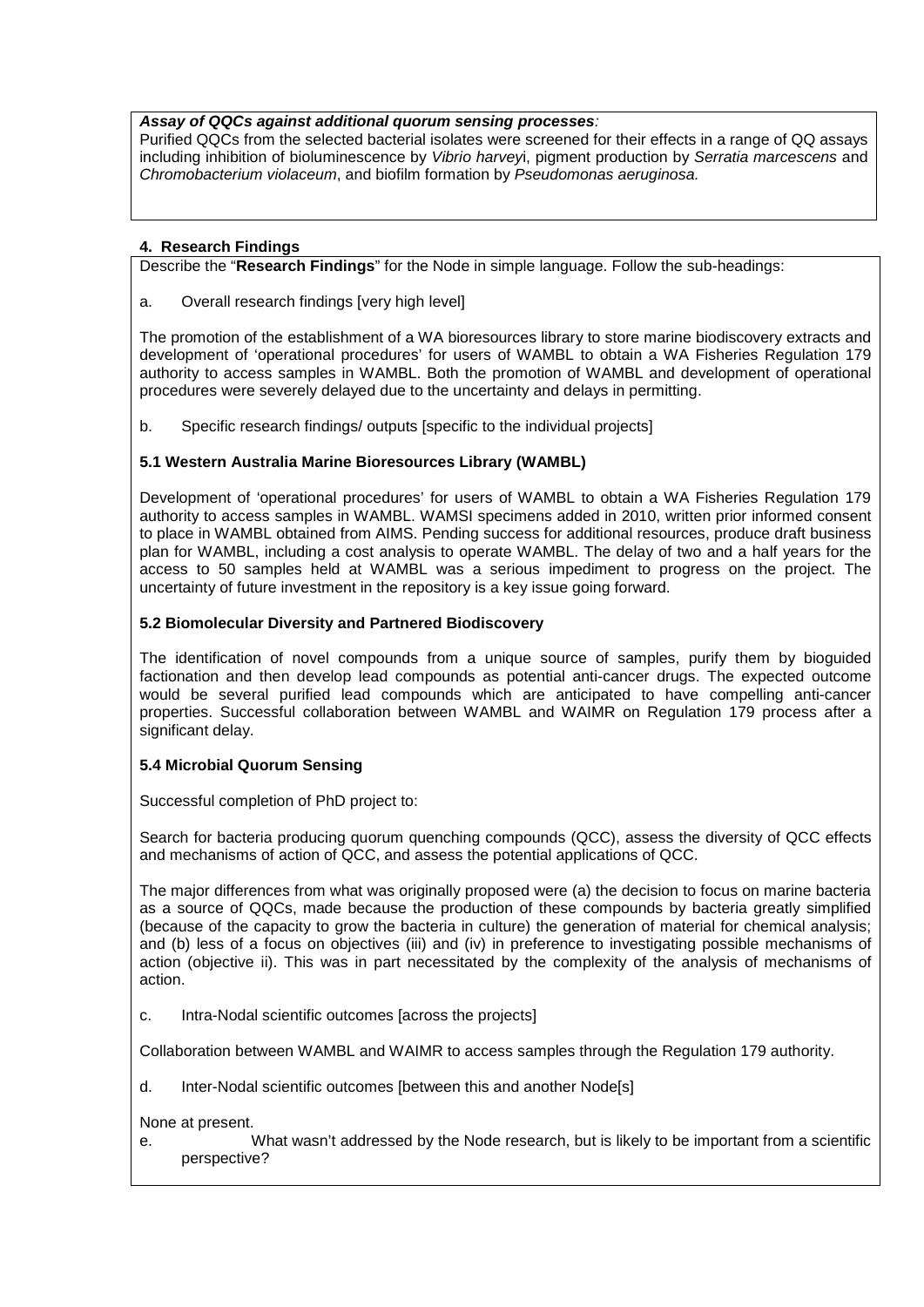***Assay of QQCs against additional quorum sensing processes**:*

Purified QQCs from the selected bacterial isolates were screened for their effects in a range of QQ assays including inhibition of bioluminescence by *Vibrio harveyi*, pigment production by *Serratia marcescens* and *Chromobacterium violaceum*, and biofilm formation by *Pseudomonas aeruginosa.*

## 4. Research Findings

Describe the "**Research Findings**" for the Node in simple language. Follow the sub-headings:

a. Overall research findings [very high level]

The promotion of the establishment of a WA bioresources library to store marine biodiscovery extracts and development of 'operational procedures' for users of WAMBL to obtain a WA Fisheries Regulation 179 authority to access samples in WAMBL. Both the promotion of WAMBL and development of operational procedures were severely delayed due to the uncertainty and delays in permitting.

b. Specific research findings/ outputs [specific to the individual projects]

### 5.1 Western Australia Marine Bioresources Library (WAMBL)

Development of 'operational procedures' for users of WAMBL to obtain a WA Fisheries Regulation 179 authority to access samples in WAMBL. WAMSI specimens added in 2010, written prior informed consent to place in WAMBL obtained from AIMS. Pending success for additional resources, produce draft business plan for WAMBL, including a cost analysis to operate WAMBL. The delay of two and a half years for the access to 50 samples held at WAMBL was a serious impediment to progress on the project. The uncertainty of future investment in the repository is a key issue going forward.

### 5.2 Biomolecular Diversity and Partnered Biodiscovery

The identification of novel compounds from a unique source of samples, purify them by bioguided factionation and then develop lead compounds as potential anti-cancer drugs. The expected outcome would be several purified lead compounds which are anticipated to have compelling anti-cancer properties. Successful collaboration between WAMBL and WAIMR on Regulation 179 process after a significant delay.

### 5.4 Microbial Quorum Sensing

Successful completion of PhD project to:

Search for bacteria producing quorum quenching compounds (QCC), assess the diversity of QCC effects and mechanisms of action of QCC, and assess the potential applications of QCC.

The major differences from what was originally proposed were (a) the decision to focus on marine bacteria as a source of QQCs, made because the production of these compounds by bacteria greatly simplified (because of the capacity to grow the bacteria in culture) the generation of material for chemical analysis; and (b) less of a focus on objectives (iii) and (iv) in preference to investigating possible mechanisms of action (objective ii). This was in part necessitated by the complexity of the analysis of mechanisms of action.

c. Intra-Nodal scientific outcomes [across the projects]

Collaboration between WAMBL and WAIMR to access samples through the Regulation 179 authority.

d. Inter-Nodal scientific outcomes [between this and another Node[s]

None at present.

e. What wasn't addressed by the Node research, but is likely to be important from a scientific perspective?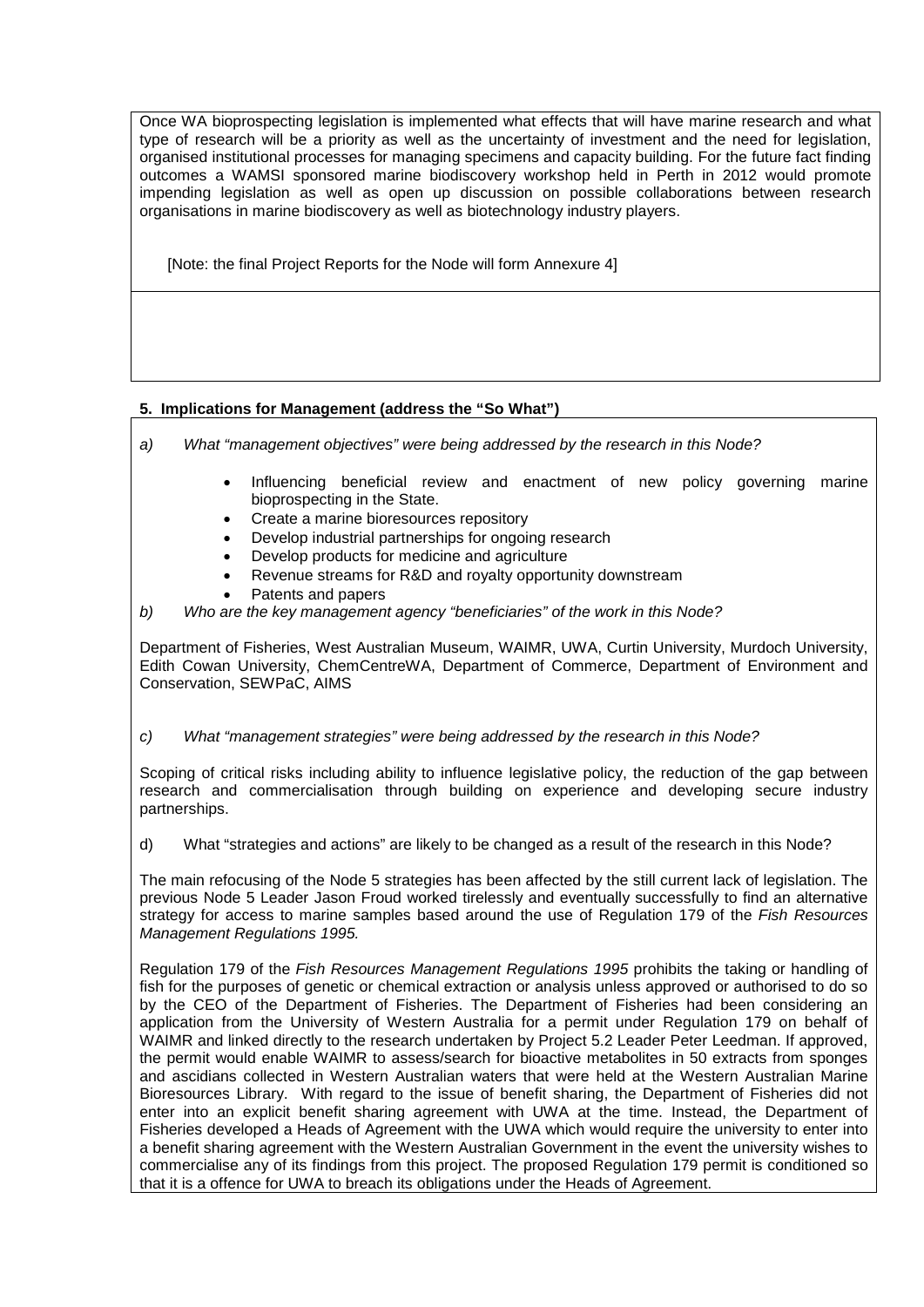Once WA bioprospecting legislation is implemented what effects that will have marine research and what type of research will be a priority as well as the uncertainty of investment and the need for legislation, organised institutional processes for managing specimens and capacity building. For the future fact finding outcomes a WAMSI sponsored marine biodiscovery workshop held in Perth in 2012 would promote impending legislation as well as open up discussion on possible collaborations between research organisations in marine biodiscovery as well as biotechnology industry players.

[Note: the final Project Reports for the Node will form Annexure 4]

### 5. Implications for Management (address the "So What")

a) *What "management objectives" were being addressed by the research in this Node?*

- Influencing beneficial review and enactment of new policy governing marine bioprospecting in the State.
- Create a marine bioresources repository
- Develop industrial partnerships for ongoing research
- Develop products for medicine and agriculture
- Revenue streams for R&D and royalty opportunity downstream
- Patents and papers

b) *Who are the key management agency "beneficiaries" of the work in this Node?*

Department of Fisheries, West Australian Museum, WAIMR, UWA, Curtin University, Murdoch University, Edith Cowan University, ChemCentreWA, Department of Commerce, Department of Environment and Conservation, SEWPaC, AIMS

c) *What "management strategies" were being addressed by the research in this Node?*

Scoping of critical risks including ability to influence legislative policy, the reduction of the gap between research and commercialisation through building on experience and developing secure industry partnerships.

d) What "strategies and actions" are likely to be changed as a result of the research in this Node?

The main refocusing of the Node 5 strategies has been affected by the still current lack of legislation. The previous Node 5 Leader Jason Froud worked tirelessly and eventually successfully to find an alternative strategy for access to marine samples based around the use of Regulation 179 of the *Fish Resources Management Regulations 1995.*

Regulation 179 of the *Fish Resources Management Regulations 1995* prohibits the taking or handling of fish for the purposes of genetic or chemical extraction or analysis unless approved or authorised to do so by the CEO of the Department of Fisheries. The Department of Fisheries had been considering an application from the University of Western Australia for a permit under Regulation 179 on behalf of WAIMR and linked directly to the research undertaken by Project 5.2 Leader Peter Leedman. If approved, the permit would enable WAIMR to assess/search for bioactive metabolites in 50 extracts from sponges and ascidians collected in Western Australian waters that were held at the Western Australian Marine Bioresources Library. With regard to the issue of benefit sharing, the Department of Fisheries did not enter into an explicit benefit sharing agreement with UWA at the time. Instead, the Department of Fisheries developed a Heads of Agreement with the UWA which would require the university to enter into a benefit sharing agreement with the Western Australian Government in the event the university wishes to commercialise any of its findings from this project. The proposed Regulation 179 permit is conditioned so that it is a offence for UWA to breach its obligations under the Heads of Agreement.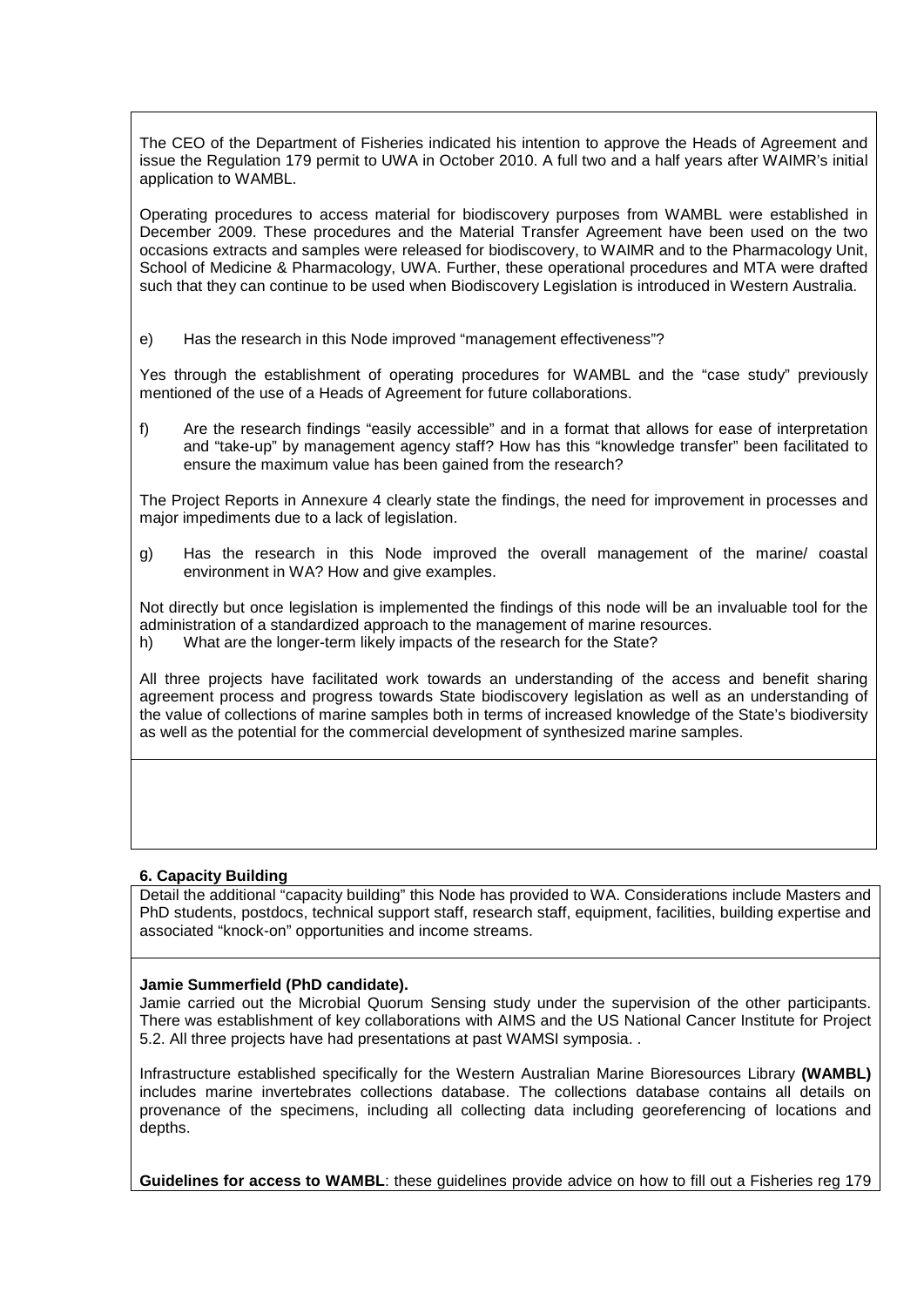The CEO of the Department of Fisheries indicated his intention to approve the Heads of Agreement and issue the Regulation 179 permit to UWA in October 2010. A full two and a half years after WAIMR's initial application to WAMBL.

Operating procedures to access material for biodiscovery purposes from WAMBL were established in December 2009. These procedures and the Material Transfer Agreement have been used on the two occasions extracts and samples were released for biodiscovery, to WAIMR and to the Pharmacology Unit, School of Medicine & Pharmacology, UWA. Further, these operational procedures and MTA were drafted such that they can continue to be used when Biodiscovery Legislation is introduced in Western Australia.

e) Has the research in this Node improved "management effectiveness"?

Yes through the establishment of operating procedures for WAMBL and the "case study" previously mentioned of the use of a Heads of Agreement for future collaborations.

f) Are the research findings "easily accessible" and in a format that allows for ease of interpretation and "take-up" by management agency staff? How has this "knowledge transfer" been facilitated to ensure the maximum value has been gained from the research?

The Project Reports in Annexure 4 clearly state the findings, the need for improvement in processes and major impediments due to a lack of legislation.

g) Has the research in this Node improved the overall management of the marine/ coastal environment in WA? How and give examples.

Not directly but once legislation is implemented the findings of this node will be an invaluable tool for the administration of a standardized approach to the management of marine resources.

h) What are the longer-term likely impacts of the research for the State?

All three projects have facilitated work towards an understanding of the access and benefit sharing agreement process and progress towards State biodiscovery legislation as well as an understanding of the value of collections of marine samples both in terms of increased knowledge of the State's biodiversity as well as the potential for the commercial development of synthesized marine samples.

**6. Capacity Building**

Detail the additional "capacity building" this Node has provided to WA. Considerations include Masters and PhD students, postdocs, technical support staff, research staff, equipment, facilities, building expertise and associated "knock-on" opportunities and income streams.

**Jamie Summerfield (PhD candidate).**

Jamie carried out the Microbial Quorum Sensing study under the supervision of the other participants. There was establishment of key collaborations with AIMS and the US National Cancer Institute for Project 5.2. All three projects have had presentations at past WAMSI symposia. .

Infrastructure established specifically for the Western Australian Marine Bioresources Library **(WAMBL)** includes marine invertebrates collections database. The collections database contains all details on provenance of the specimens, including all collecting data including georeferencing of locations and depths.

**Guidelines for access to WAMBL**: these guidelines provide advice on how to fill out a Fisheries reg 179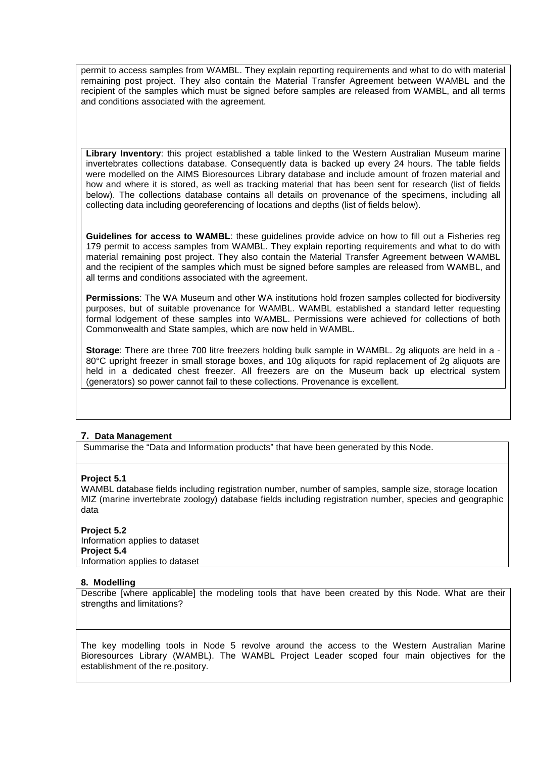permit to access samples from WAMBL. They explain reporting requirements and what to do with material remaining post project. They also contain the Material Transfer Agreement between WAMBL and the recipient of the samples which must be signed before samples are released from WAMBL, and all terms and conditions associated with the agreement.

**Library Inventory**: this project established a table linked to the Western Australian Museum marine invertebrates collections database. Consequently data is backed up every 24 hours. The table fields were modelled on the AIMS Bioresources Library database and include amount of frozen material and how and where it is stored, as well as tracking material that has been sent for research (list of fields below). The collections database contains all details on provenance of the specimens, including all collecting data including georeferencing of locations and depths (list of fields below).

**Guidelines for access to WAMBL**: these guidelines provide advice on how to fill out a Fisheries reg 179 permit to access samples from WAMBL. They explain reporting requirements and what to do with material remaining post project. They also contain the Material Transfer Agreement between WAMBL and the recipient of the samples which must be signed before samples are released from WAMBL, and all terms and conditions associated with the agreement.

**Permissions**: The WA Museum and other WA institutions hold frozen samples collected for biodiversity purposes, but of suitable provenance for WAMBL. WAMBL established a standard letter requesting formal lodgement of these samples into WAMBL. Permissions were achieved for collections of both Commonwealth and State samples, which are now held in WAMBL.

**Storage**: There are three 700 litre freezers holding bulk sample in WAMBL. 2g aliquots are held in a -80°C upright freezer in small storage boxes, and 10g aliquots for rapid replacement of 2g aliquots are held in a dedicated chest freezer. All freezers are on the Museum back up electrical system (generators) so power cannot fail to these collections. Provenance is excellent.

## 7. Data Management

Summarise the "Data and Information products" that have been generated by this Node.

**Project 5.1**
WAMBL database fields including registration number, number of samples, sample size, storage location
MIZ (marine invertebrate zoology) database fields including registration number, species and geographic data

**Project 5.2**
Information applies to dataset
**Project 5.4**
Information applies to dataset

## 8. Modelling

Describe [where applicable] the modeling tools that have been created by this Node. What are their strengths and limitations?

The key modelling tools in Node 5 revolve around the access to the Western Australian Marine Bioresources Library (WAMBL). The WAMBL Project Leader scoped four main objectives for the establishment of the re.pository.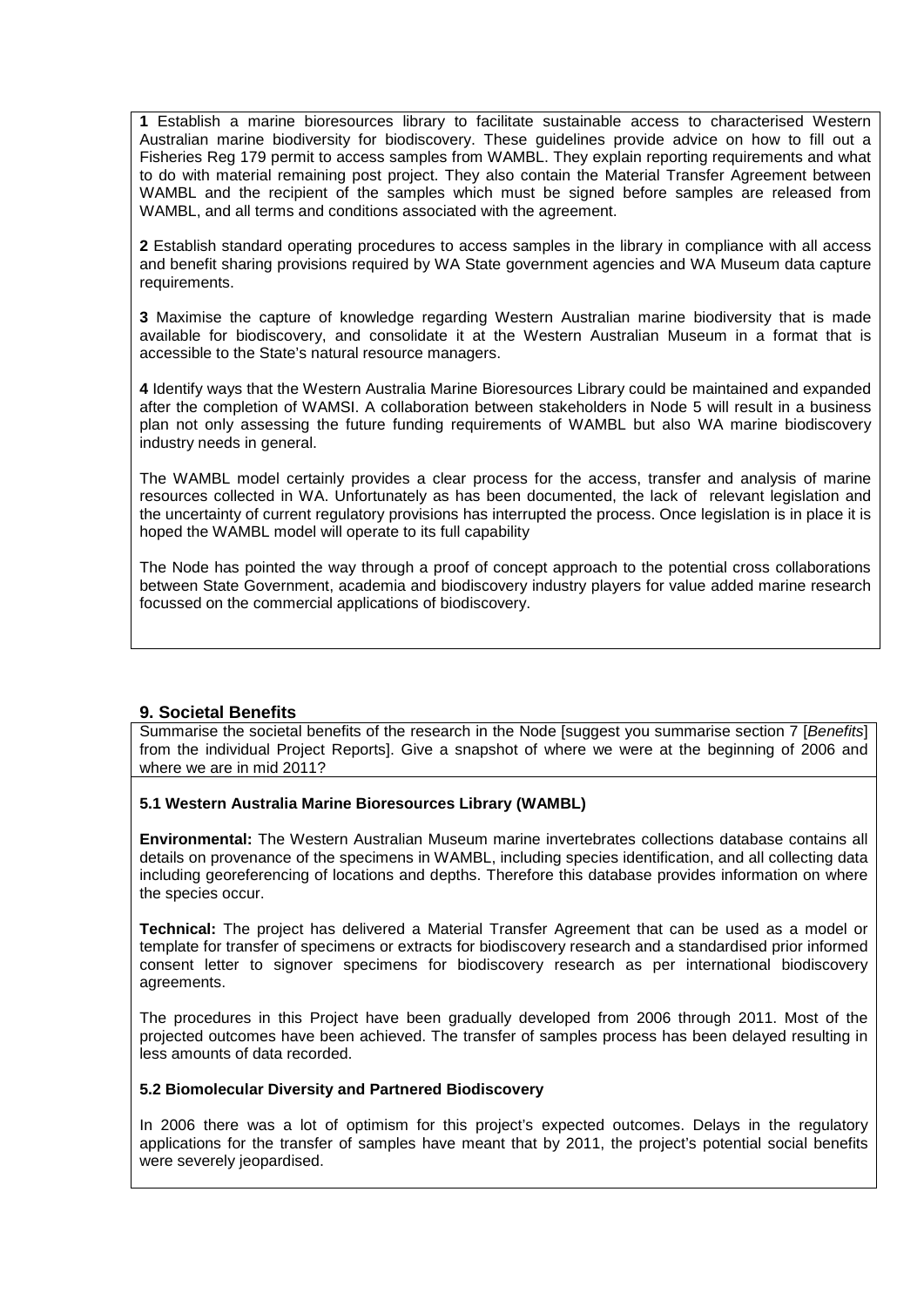**1** Establish a marine bioresources library to facilitate sustainable access to characterised Western Australian marine biodiversity for biodiscovery. These guidelines provide advice on how to fill out a Fisheries Reg 179 permit to access samples from WAMBL. They explain reporting requirements and what to do with material remaining post project. They also contain the Material Transfer Agreement between WAMBL and the recipient of the samples which must be signed before samples are released from WAMBL, and all terms and conditions associated with the agreement.

**2** Establish standard operating procedures to access samples in the library in compliance with all access and benefit sharing provisions required by WA State government agencies and WA Museum data capture requirements.

**3** Maximise the capture of knowledge regarding Western Australian marine biodiversity that is made available for biodiscovery, and consolidate it at the Western Australian Museum in a format that is accessible to the State's natural resource managers.

**4** Identify ways that the Western Australia Marine Bioresources Library could be maintained and expanded after the completion of WAMSI. A collaboration between stakeholders in Node 5 will result in a business plan not only assessing the future funding requirements of WAMBL but also WA marine biodiscovery industry needs in general.

The WAMBL model certainly provides a clear process for the access, transfer and analysis of marine resources collected in WA. Unfortunately as has been documented, the lack of relevant legislation and the uncertainty of current regulatory provisions has interrupted the process. Once legislation is in place it is hoped the WAMBL model will operate to its full capability

The Node has pointed the way through a proof of concept approach to the potential cross collaborations between State Government, academia and biodiscovery industry players for value added marine research focussed on the commercial applications of biodiscovery.

## 9. Societal Benefits

Summarise the societal benefits of the research in the Node [suggest you summarise section 7 [*Benefits*] from the individual Project Reports]. Give a snapshot of where we were at the beginning of 2006 and where we are in mid 2011?

### 5.1 Western Australia Marine Bioresources Library (WAMBL)

**Environmental:** The Western Australian Museum marine invertebrates collections database contains all details on provenance of the specimens in WAMBL, including species identification, and all collecting data including georeferencing of locations and depths. Therefore this database provides information on where the species occur.

**Technical:** The project has delivered a Material Transfer Agreement that can be used as a model or template for transfer of specimens or extracts for biodiscovery research and a standardised prior informed consent letter to signover specimens for biodiscovery research as per international biodiscovery agreements.

The procedures in this Project have been gradually developed from 2006 through 2011. Most of the projected outcomes have been achieved. The transfer of samples process has been delayed resulting in less amounts of data recorded.

### 5.2 Biomolecular Diversity and Partnered Biodiscovery

In 2006 there was a lot of optimism for this project's expected outcomes. Delays in the regulatory applications for the transfer of samples have meant that by 2011, the project's potential social benefits were severely jeopardised.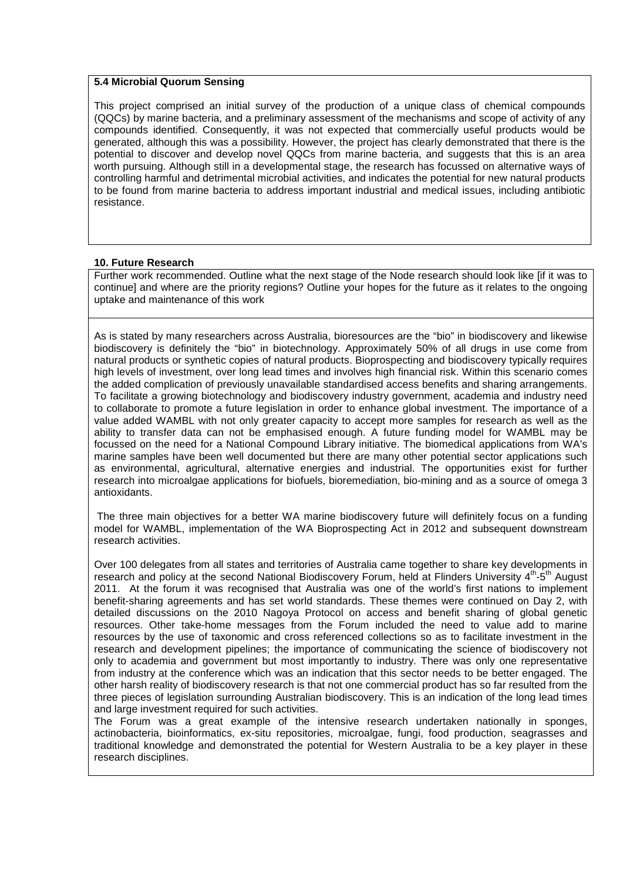### 5.4 Microbial Quorum Sensing

This project comprised an initial survey of the production of a unique class of chemical compounds (QQCs) by marine bacteria, and a preliminary assessment of the mechanisms and scope of activity of any compounds identified. Consequently, it was not expected that commercially useful products would be generated, although this was a possibility. However, the project has clearly demonstrated that there is the potential to discover and develop novel QQCs from marine bacteria, and suggests that this is an area worth pursuing. Although still in a developmental stage, the research has focussed on alternative ways of controlling harmful and detrimental microbial activities, and indicates the potential for new natural products to be found from marine bacteria to address important industrial and medical issues, including antibiotic resistance.

### 10. Future Research

Further work recommended. Outline what the next stage of the Node research should look like [if it was to continue] and where are the priority regions? Outline your hopes for the future as it relates to the ongoing uptake and maintenance of this work

As is stated by many researchers across Australia, bioresources are the "bio" in biodiscovery and likewise biodiscovery is definitely the "bio" in biotechnology. Approximately 50% of all drugs in use come from natural products or synthetic copies of natural products. Bioprospecting and biodiscovery typically requires high levels of investment, over long lead times and involves high financial risk. Within this scenario comes the added complication of previously unavailable standardised access benefits and sharing arrangements. To facilitate a growing biotechnology and biodiscovery industry government, academia and industry need to collaborate to promote a future legislation in order to enhance global investment. The importance of a value added WAMBL with not only greater capacity to accept more samples for research as well as the ability to transfer data can not be emphasised enough. A future funding model for WAMBL may be focussed on the need for a National Compound Library initiative. The biomedical applications from WA's marine samples have been well documented but there are many other potential sector applications such as environmental, agricultural, alternative energies and industrial. The opportunities exist for further research into microalgae applications for biofuels, bioremediation, bio-mining and as a source of omega 3 antioxidants.

The three main objectives for a better WA marine biodiscovery future will definitely focus on a funding model for WAMBL, implementation of the WA Bioprospecting Act in 2012 and subsequent downstream research activities.

Over 100 delegates from all states and territories of Australia came together to share key developments in research and policy at the second National Biodiscovery Forum, held at Flinders University 4th-5th August 2011. At the forum it was recognised that Australia was one of the world's first nations to implement benefit-sharing agreements and has set world standards. These themes were continued on Day 2, with detailed discussions on the 2010 Nagoya Protocol on access and benefit sharing of global genetic resources. Other take-home messages from the Forum included the need to value add to marine resources by the use of taxonomic and cross referenced collections so as to facilitate investment in the research and development pipelines; the importance of communicating the science of biodiscovery not only to academia and government but most importantly to industry. There was only one representative from industry at the conference which was an indication that this sector needs to be better engaged. The other harsh reality of biodiscovery research is that not one commercial product has so far resulted from the three pieces of legislation surrounding Australian biodiscovery. This is an indication of the long lead times and large investment required for such activities.

The Forum was a great example of the intensive research undertaken nationally in sponges, actinobacteria, bioinformatics, ex-situ repositories, microalgae, fungi, food production, seagrasses and traditional knowledge and demonstrated the potential for Western Australia to be a key player in these research disciplines.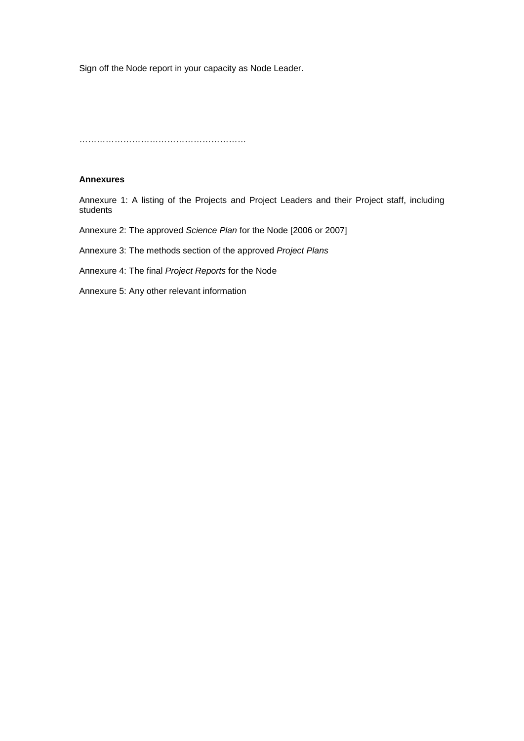Sign off the Node report in your capacity as Node Leader.

………………………………………………

**Annexures**

Annexure 1: A listing of the Projects and Project Leaders and their Project staff, including students

Annexure 2: The approved *Science Plan* for the Node [2006 or 2007]

Annexure 3: The methods section of the approved *Project Plans*

Annexure 4: The final *Project Reports* for the Node

Annexure 5: Any other relevant information